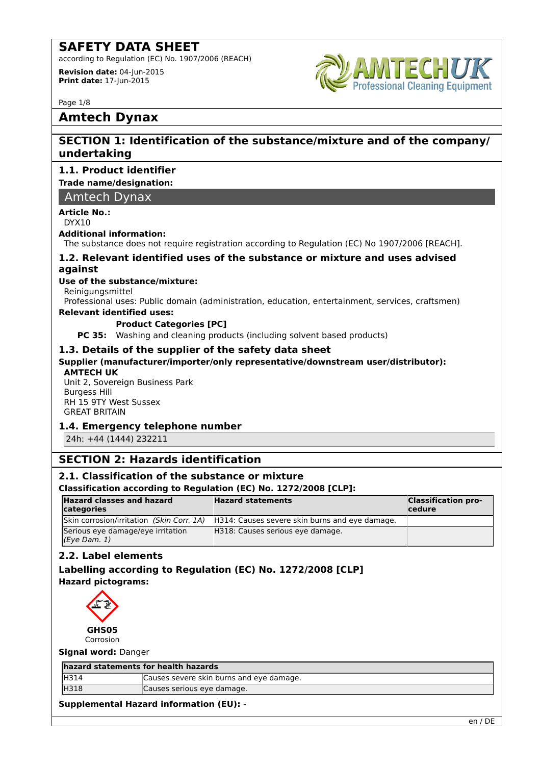# SAFETY DATA SHEET

according to Regulation (EC) No. 1907/2006 (REACH)

**Revision date:** 04-Jun-2015
**Print date:** 17-Jun-2015

## Amtech Dynax

## SECTION 1: Identification of the substance/mixture and of the company/ undertaking

### 1.1. Product identifier

**Trade name/designation:**

Amtech Dynax

**Article No.:**
DYX10

**Additional information:**
The substance does not require registration according to Regulation (EC) No 1907/2006 [REACH].

### 1.2. Relevant identified uses of the substance or mixture and uses advised against

**Use of the substance/mixture:**
Reinigungsmittel
Professional uses: Public domain (administration, education, entertainment, services, craftsmen)

**Relevant identified uses:**

**Product Categories [PC]**

**PC 35:** Washing and cleaning products (including solvent based products)

### 1.3. Details of the supplier of the safety data sheet

**Supplier (manufacturer/importer/only representative/downstream user/distributor):**

**AMTECH UK**
Unit 2, Sovereign Business Park
Burgess Hill
RH 15 9TY West Sussex
GREAT BRITAIN

### 1.4. Emergency telephone number

24h: +44 (1444) 232211

## SECTION 2: Hazards identification

### 2.1. Classification of the substance or mixture

**Classification according to Regulation (EC) No. 1272/2008 [CLP]:**

| Hazard classes and hazard categories | Hazard statements | Classification procedure |
|---|---|---|
| Skin corrosion/irritation *(Skin Corr. 1A)* | H314: Causes severe skin burns and eye damage. | |
| Serious eye damage/eye irritation *(Eye Dam. 1)* | H318: Causes serious eye damage. | |

### 2.2. Label elements

#### Labelling according to Regulation (EC) No. 1272/2008 [CLP]

**Hazard pictograms:**

**GHS05**
Corrosion

**Signal word:** Danger

| hazard statements for health hazards | |
|---|---|
| H314 | Causes severe skin burns and eye damage. |
| H318 | Causes serious eye damage. |

**Supplemental Hazard information (EU):** -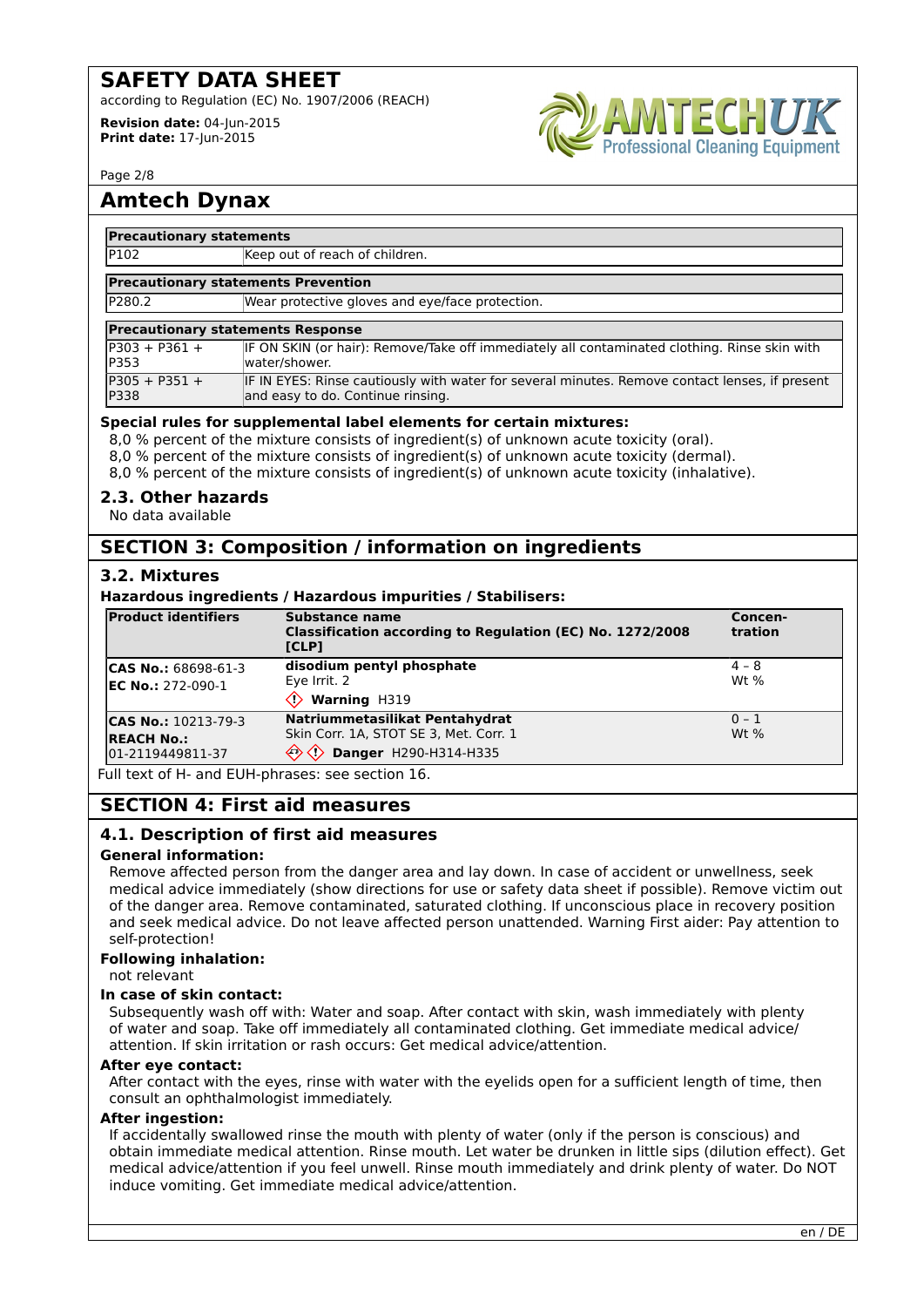## Amtech Dynax

| Precautionary statements | |
|---|---|
| P102 | Keep out of reach of children. |

| Precautionary statements Prevention | |
|---|---|
| P280.2 | Wear protective gloves and eye/face protection. |

| Precautionary statements Response | |
|---|---|
| P303 + P361 + P353 | IF ON SKIN (or hair): Remove/Take off immediately all contaminated clothing. Rinse skin with water/shower. |
| P305 + P351 + P338 | IF IN EYES: Rinse cautiously with water for several minutes. Remove contact lenses, if present and easy to do. Continue rinsing. |

**Special rules for supplemental label elements for certain mixtures:**

8,0 % percent of the mixture consists of ingredient(s) of unknown acute toxicity (oral).
8,0 % percent of the mixture consists of ingredient(s) of unknown acute toxicity (dermal).
8,0 % percent of the mixture consists of ingredient(s) of unknown acute toxicity (inhalative).

### 2.3. Other hazards

No data available

## SECTION 3: Composition / information on ingredients

### 3.2. Mixtures

**Hazardous ingredients / Hazardous impurities / Stabilisers:**

| Product identifiers | Substance name<br>Classification according to Regulation (EC) No. 1272/2008 [CLP] | Concen-tration |
|---|---|---|
| **CAS No.:** 68698-61-3<br>**EC No.:** 272-090-1 | **disodium pentyl phosphate**<br>Eye Irrit. 2<br>**Warning** H319 | 4 – 8<br>Wt % |
| **CAS No.:** 10213-79-3<br>**REACH No.:**<br>01-2119449811-37 | **Natriummetasilikat Pentahydrat**<br>Skin Corr. 1A, STOT SE 3, Met. Corr. 1<br>**Danger** H290-H314-H335 | 0 – 1<br>Wt % |

Full text of H- and EUH-phrases: see section 16.

## SECTION 4: First aid measures

### 4.1. Description of first aid measures

**General information:**

Remove affected person from the danger area and lay down. In case of accident or unwellness, seek medical advice immediately (show directions for use or safety data sheet if possible). Remove victim out of the danger area. Remove contaminated, saturated clothing. If unconscious place in recovery position and seek medical advice. Do not leave affected person unattended. Warning First aider: Pay attention to self-protection!

**Following inhalation:**

not relevant

**In case of skin contact:**

Subsequently wash off with: Water and soap. After contact with skin, wash immediately with plenty of water and soap. Take off immediately all contaminated clothing. Get immediate medical advice/attention. If skin irritation or rash occurs: Get medical advice/attention.

**After eye contact:**

After contact with the eyes, rinse with water with the eyelids open for a sufficient length of time, then consult an ophthalmologist immediately.

**After ingestion:**

If accidentally swallowed rinse the mouth with plenty of water (only if the person is conscious) and obtain immediate medical attention. Rinse mouth. Let water be drunken in little sips (dilution effect). Get medical advice/attention if you feel unwell. Rinse mouth immediately and drink plenty of water. Do NOT induce vomiting. Get immediate medical advice/attention.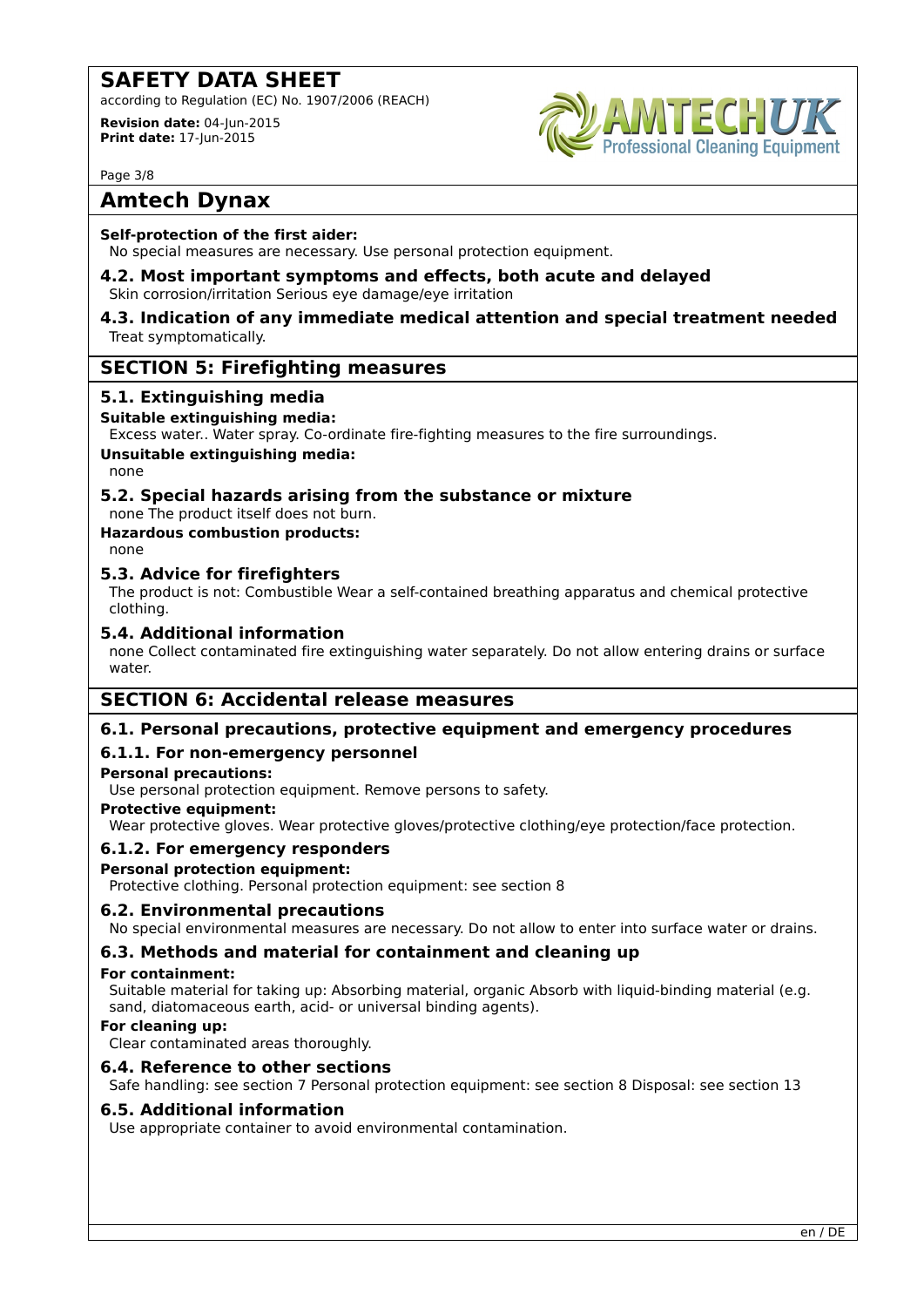# Amtech Dynax

**Self-protection of the first aider:**
No special measures are necessary. Use personal protection equipment.

### 4.2. Most important symptoms and effects, both acute and delayed

Skin corrosion/irritation Serious eye damage/eye irritation

### 4.3. Indication of any immediate medical attention and special treatment needed

Treat symptomatically.

## SECTION 5: Firefighting measures

### 5.1. Extinguishing media

**Suitable extinguishing media:**
Excess water.. Water spray. Co-ordinate fire-fighting measures to the fire surroundings.

**Unsuitable extinguishing media:**
none

### 5.2. Special hazards arising from the substance or mixture

none The product itself does not burn.

**Hazardous combustion products:**
none

### 5.3. Advice for firefighters

The product is not: Combustible Wear a self-contained breathing apparatus and chemical protective clothing.

### 5.4. Additional information

none Collect contaminated fire extinguishing water separately. Do not allow entering drains or surface water.

## SECTION 6: Accidental release measures

### 6.1. Personal precautions, protective equipment and emergency procedures

#### 6.1.1. For non-emergency personnel

**Personal precautions:**
Use personal protection equipment. Remove persons to safety.

**Protective equipment:**
Wear protective gloves. Wear protective gloves/protective clothing/eye protection/face protection.

#### 6.1.2. For emergency responders

**Personal protection equipment:**
Protective clothing. Personal protection equipment: see section 8

### 6.2. Environmental precautions

No special environmental measures are necessary. Do not allow to enter into surface water or drains.

### 6.3. Methods and material for containment and cleaning up

**For containment:**
Suitable material for taking up: Absorbing material, organic Absorb with liquid-binding material (e.g. sand, diatomaceous earth, acid- or universal binding agents).

**For cleaning up:**
Clear contaminated areas thoroughly.

### 6.4. Reference to other sections

Safe handling: see section 7 Personal protection equipment: see section 8 Disposal: see section 13

### 6.5. Additional information

Use appropriate container to avoid environmental contamination.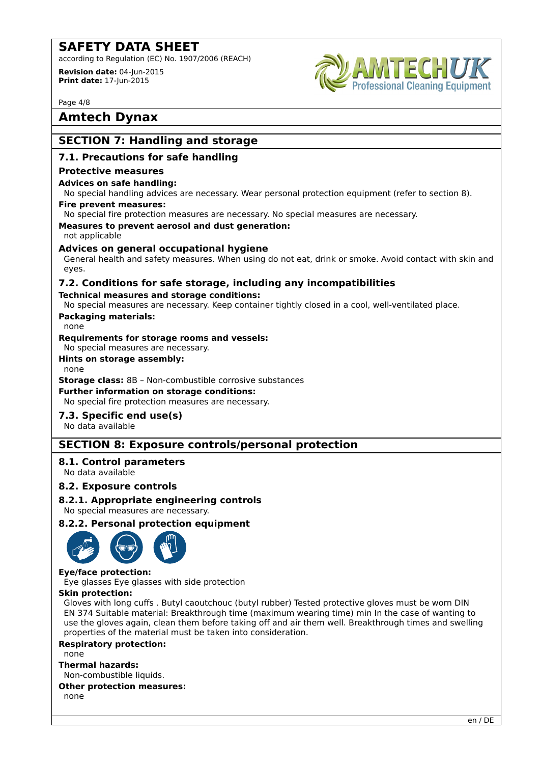# Amtech Dynax

## SECTION 7: Handling and storage

### 7.1. Precautions for safe handling

#### Protective measures

**Advices on safe handling:**

No special handling advices are necessary. Wear personal protection equipment (refer to section 8).

**Fire prevent measures:**

No special fire protection measures are necessary. No special measures are necessary.

**Measures to prevent aerosol and dust generation:**

not applicable

#### Advices on general occupational hygiene

General health and safety measures. When using do not eat, drink or smoke. Avoid contact with skin and eyes.

### 7.2. Conditions for safe storage, including any incompatibilities

**Technical measures and storage conditions:**

No special measures are necessary. Keep container tightly closed in a cool, well-ventilated place.

**Packaging materials:**

none

**Requirements for storage rooms and vessels:**

No special measures are necessary.

**Hints on storage assembly:**

none

**Storage class:** 8B – Non-combustible corrosive substances

**Further information on storage conditions:**

No special fire protection measures are necessary.

### 7.3. Specific end use(s)

No data available

## SECTION 8: Exposure controls/personal protection

### 8.1. Control parameters

No data available

### 8.2. Exposure controls

### 8.2.1. Appropriate engineering controls

No special measures are necessary.

### 8.2.2. Personal protection equipment

**Eye/face protection:**

Eye glasses Eye glasses with side protection

**Skin protection:**

Gloves with long cuffs . Butyl caoutchouc (butyl rubber) Tested protective gloves must be worn DIN EN 374 Suitable material: Breakthrough time (maximum wearing time) min In the case of wanting to use the gloves again, clean them before taking off and air them well. Breakthrough times and swelling properties of the material must be taken into consideration.

**Respiratory protection:**

none

**Thermal hazards:**

Non-combustible liquids.

**Other protection measures:**

none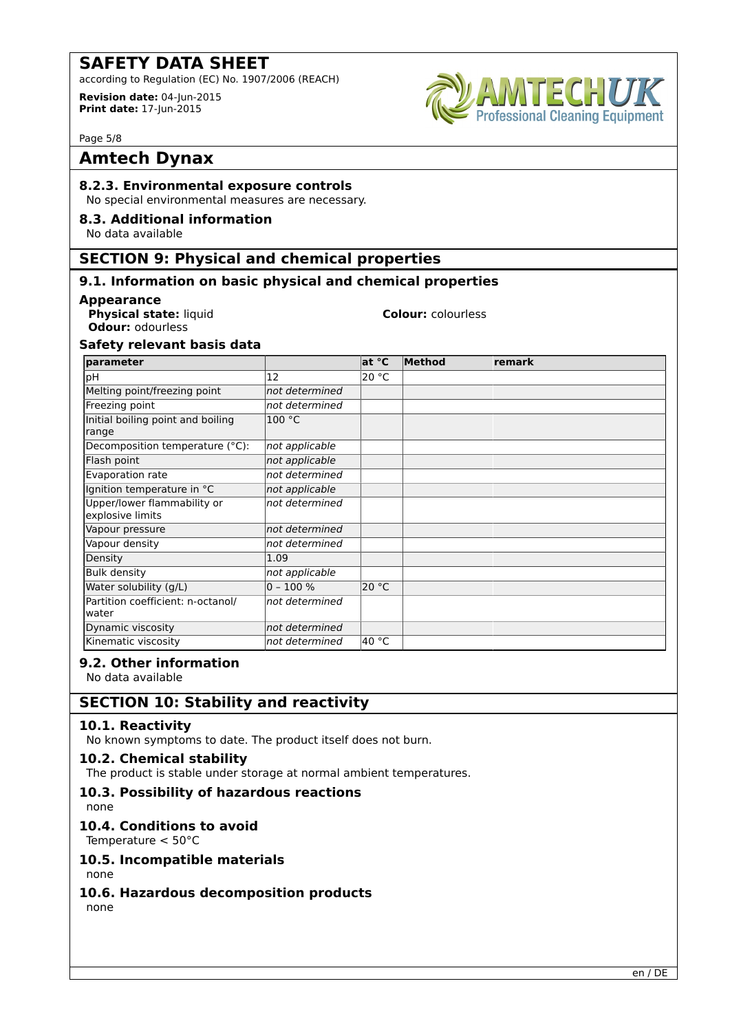# Amtech Dynax

### 8.2.3. Environmental exposure controls

No special environmental measures are necessary.

### 8.3. Additional information

No data available

## SECTION 9: Physical and chemical properties

### 9.1. Information on basic physical and chemical properties

**Appearance**

**Physical state:** liquid

**Colour:** colourless

**Odour:** odourless

**Safety relevant basis data**

| parameter | | at °C | Method | remark |
|---|---|---|---|---|
| pH | 12 | 20 °C | | |
| Melting point/freezing point | *not determined* | | | |
| Freezing point | *not determined* | | | |
| Initial boiling point and boiling range | 100 °C | | | |
| Decomposition temperature (°C): | *not applicable* | | | |
| Flash point | *not applicable* | | | |
| Evaporation rate | *not determined* | | | |
| Ignition temperature in °C | *not applicable* | | | |
| Upper/lower flammability or explosive limits | *not determined* | | | |
| Vapour pressure | *not determined* | | | |
| Vapour density | *not determined* | | | |
| Density | 1.09 | | | |
| Bulk density | *not applicable* | | | |
| Water solubility (g/L) | 0 – 100 % | 20 °C | | |
| Partition coefficient: n-octanol/water | *not determined* | | | |
| Dynamic viscosity | *not determined* | | | |
| Kinematic viscosity | *not determined* | 40 °C | | |

### 9.2. Other information

No data available

## SECTION 10: Stability and reactivity

### 10.1. Reactivity

No known symptoms to date. The product itself does not burn.

### 10.2. Chemical stability

The product is stable under storage at normal ambient temperatures.

### 10.3. Possibility of hazardous reactions

none

### 10.4. Conditions to avoid

Temperature < 50°C

### 10.5. Incompatible materials

none

### 10.6. Hazardous decomposition products

none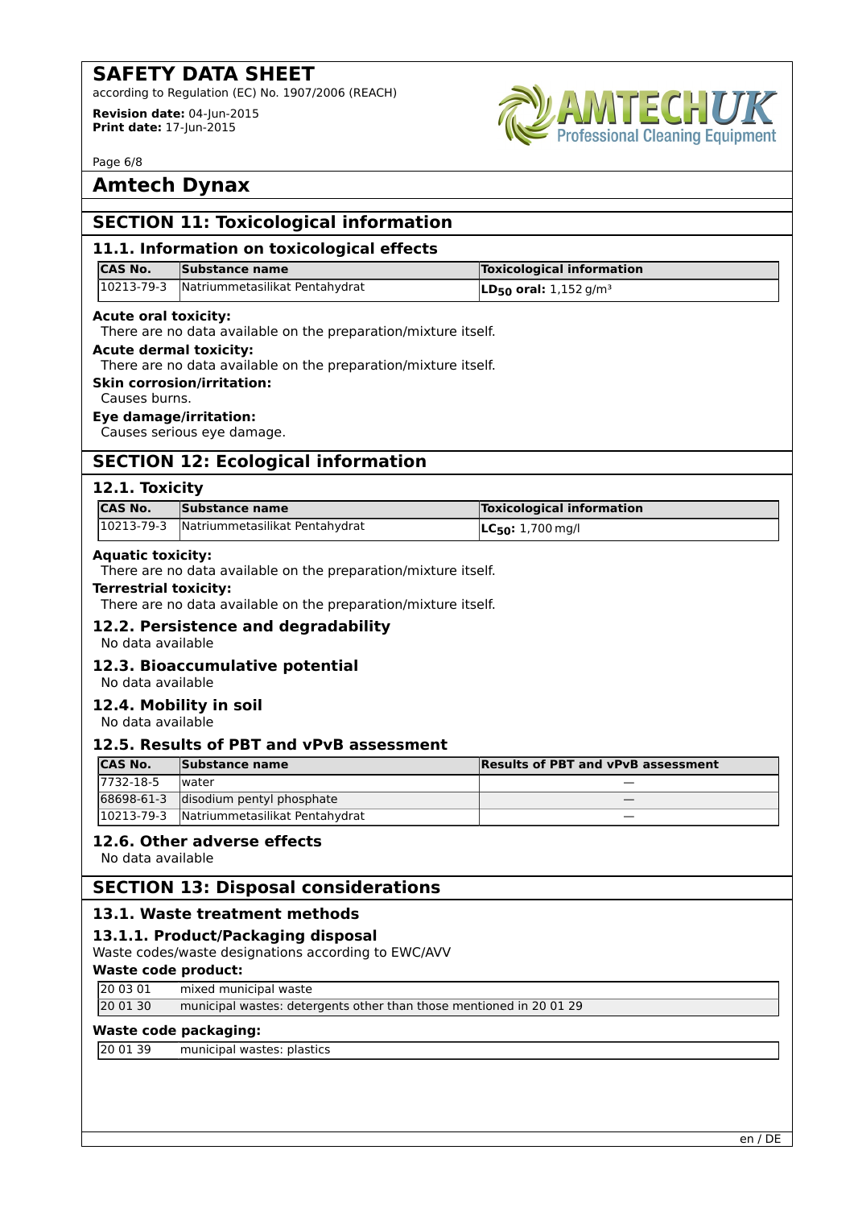# Amtech Dynax

## SECTION 11: Toxicological information

### 11.1. Information on toxicological effects

| CAS No. | Substance name | Toxicological information |
|---|---|---|
| 10213-79-3 | Natriummetasilikat Pentahydrat | **$LD_{50}$ oral:** 1,152 g/m³ |

**Acute oral toxicity:**
There are no data available on the preparation/mixture itself.

**Acute dermal toxicity:**
There are no data available on the preparation/mixture itself.

**Skin corrosion/irritation:**
Causes burns.

**Eye damage/irritation:**
Causes serious eye damage.

## SECTION 12: Ecological information

### 12.1. Toxicity

| CAS No. | Substance name | Toxicological information |
|---|---|---|
| 10213-79-3 | Natriummetasilikat Pentahydrat | **$LC_{50}$:** 1,700 mg/l |

**Aquatic toxicity:**
There are no data available on the preparation/mixture itself.

**Terrestrial toxicity:**
There are no data available on the preparation/mixture itself.

### 12.2. Persistence and degradability

No data available

### 12.3. Bioaccumulative potential

No data available

### 12.4. Mobility in soil

No data available

### 12.5. Results of PBT and vPvB assessment

| CAS No. | Substance name | Results of PBT and vPvB assessment |
|---|---|---|
| 7732-18-5 | water | — |
| 68698-61-3 | disodium pentyl phosphate | — |
| 10213-79-3 | Natriummetasilikat Pentahydrat | — |

### 12.6. Other adverse effects

No data available

## SECTION 13: Disposal considerations

### 13.1. Waste treatment methods

### 13.1.1. Product/Packaging disposal

Waste codes/waste designations according to EWC/AVV

**Waste code product:**

| Code | Description |
|---|---|
| 20 03 01 | mixed municipal waste |
| 20 01 30 | municipal wastes: detergents other than those mentioned in 20 01 29 |

**Waste code packaging:**

| Code | Description |
|---|---|
| 20 01 39 | municipal wastes: plastics |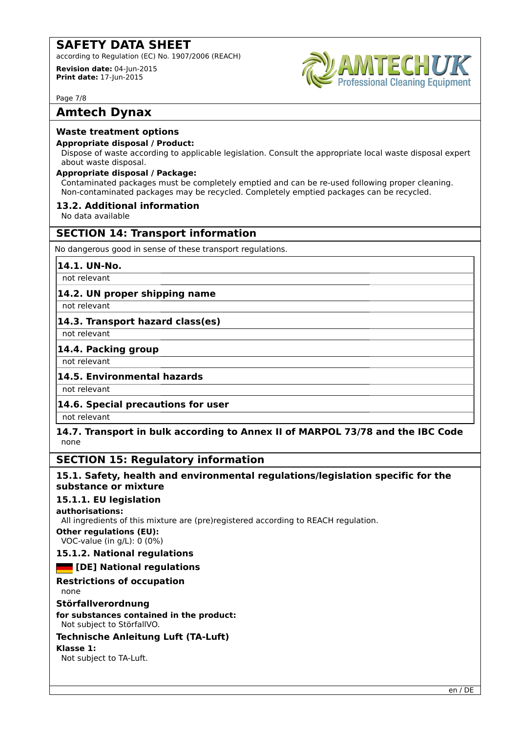## Amtech Dynax

### Waste treatment options

**Appropriate disposal / Product:**

Dispose of waste according to applicable legislation. Consult the appropriate local waste disposal expert about waste disposal.

**Appropriate disposal / Package:**

Contaminated packages must be completely emptied and can be re-used following proper cleaning. Non-contaminated packages may be recycled. Completely emptied packages can be recycled.

### 13.2. Additional information

No data available

## SECTION 14: Transport information

No dangerous good in sense of these transport regulations.

### 14.1. UN-No.

not relevant

### 14.2. UN proper shipping name

not relevant

### 14.3. Transport hazard class(es)

not relevant

### 14.4. Packing group

not relevant

### 14.5. Environmental hazards

not relevant

### 14.6. Special precautions for user

not relevant

### 14.7. Transport in bulk according to Annex II of MARPOL 73/78 and the IBC Code

none

## SECTION 15: Regulatory information

### 15.1. Safety, health and environmental regulations/legislation specific for the substance or mixture

### 15.1.1. EU legislation

**authorisations:**

All ingredients of this mixture are (pre)registered according to REACH regulation.

**Other regulations (EU):**

VOC-value (in g/L): 0 (0%)

### 15.1.2. National regulations

### [DE] National regulations

### Restrictions of occupation

none

### Störfallverordnung

**for substances contained in the product:**

Not subject to StörfallVO.

### Technische Anleitung Luft (TA-Luft)

**Klasse 1:**

Not subject to TA-Luft.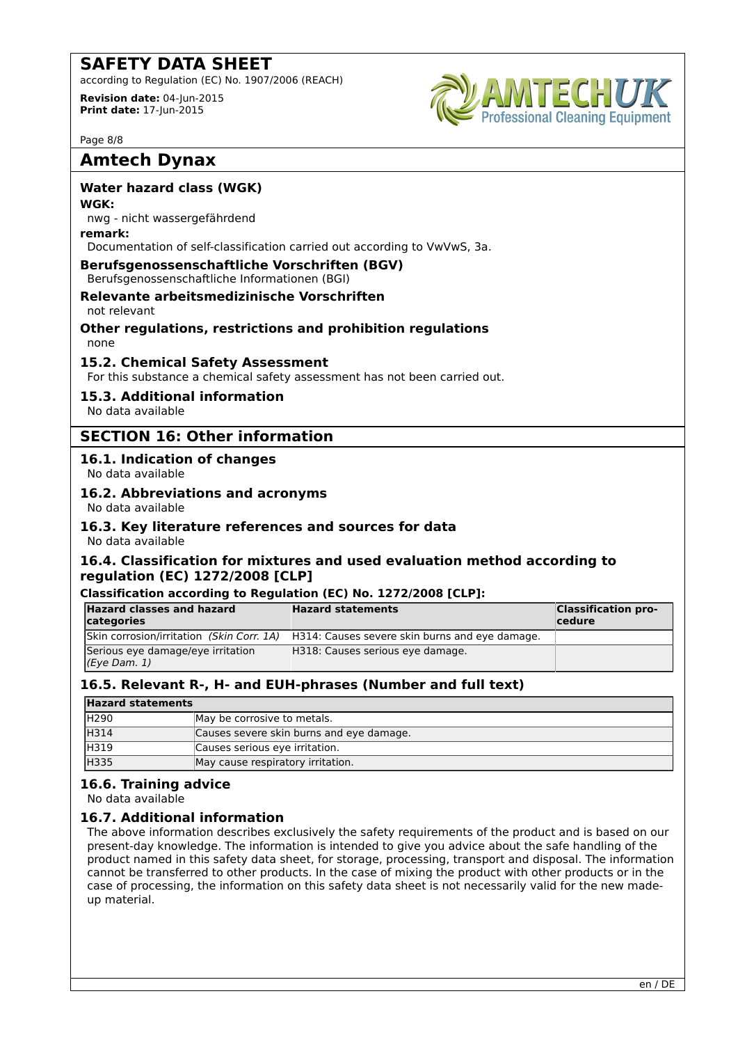## Amtech Dynax

### Water hazard class (WGK)

**WGK:**

nwg - nicht wassergefährdend

**remark:**

Documentation of self-classification carried out according to VwVwS, 3a.

### Berufsgenossenschaftliche Vorschriften (BGV)

Berufsgenossenschaftliche Informationen (BGI)

### Relevante arbeitsmedizinische Vorschriften

not relevant

### Other regulations, restrictions and prohibition regulations

none

### 15.2. Chemical Safety Assessment

For this substance a chemical safety assessment has not been carried out.

### 15.3. Additional information

No data available

## SECTION 16: Other information

### 16.1. Indication of changes

No data available

### 16.2. Abbreviations and acronyms

No data available

### 16.3. Key literature references and sources for data

No data available

### 16.4. Classification for mixtures and used evaluation method according to regulation (EC) 1272/2008 [CLP]

**Classification according to Regulation (EC) No. 1272/2008 [CLP]:**

| Hazard classes and hazard categories | Hazard statements | Classification procedure |
|---|---|---|
| Skin corrosion/irritation *(Skin Corr. 1A)* | H314: Causes severe skin burns and eye damage. | |
| Serious eye damage/eye irritation *(Eye Dam. 1)* | H318: Causes serious eye damage. | |

### 16.5. Relevant R-, H- and EUH-phrases (Number and full text)

| Hazard statements | |
|---|---|
| H290 | May be corrosive to metals. |
| H314 | Causes severe skin burns and eye damage. |
| H319 | Causes serious eye irritation. |
| H335 | May cause respiratory irritation. |

### 16.6. Training advice

No data available

### 16.7. Additional information

The above information describes exclusively the safety requirements of the product and is based on our present-day knowledge. The information is intended to give you advice about the safe handling of the product named in this safety data sheet, for storage, processing, transport and disposal. The information cannot be transferred to other products. In the case of mixing the product with other products or in the case of processing, the information on this safety data sheet is not necessarily valid for the new made-up material.